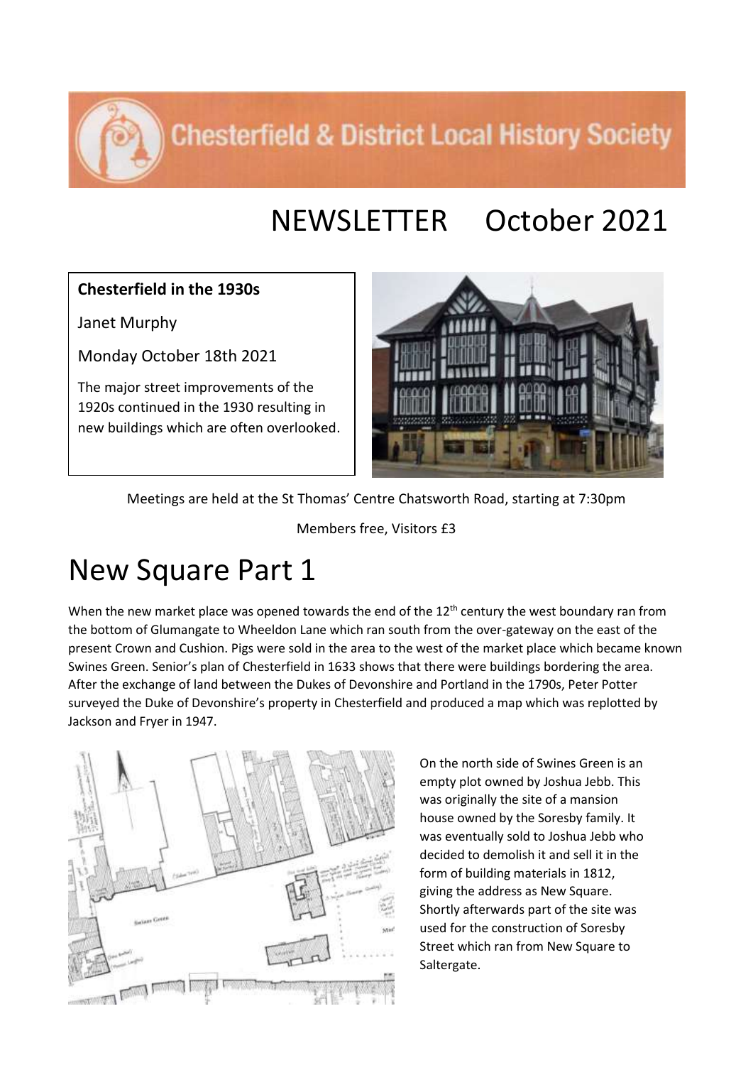Chesterfield & District Local History Society

# NEWSLETTER October 2021

**Chesterfield in the 1930s**

Janet Murphy

Monday October 18th 2021

The major street improvements of the 1920s continued in the 1930 resulting in new buildings which are often overlooked.

Meetings are held at the St Thomas' Centre Chatsworth Road, starting at 7:30pm

Members free, Visitors £3

# New Square Part 1

When the new market place was opened towards the end of the 12th century the west boundary ran from the bottom of Glumangate to Wheeldon Lane which ran south from the over-gateway on the east of the present Crown and Cushion. Pigs were sold in the area to the west of the market place which became known Swines Green. Senior's plan of Chesterfield in 1633 shows that there were buildings bordering the area. After the exchange of land between the Dukes of Devonshire and Portland in the 1790s, Peter Potter surveyed the Duke of Devonshire's property in Chesterfield and produced a map which was replotted by Jackson and Fryer in 1947.

On the north side of Swines Green is an empty plot owned by Joshua Jebb. This was originally the site of a mansion house owned by the Soresby family. It was eventually sold to Joshua Jebb who decided to demolish it and sell it in the form of building materials in 1812, giving the address as New Square. Shortly afterwards part of the site was used for the construction of Soresby Street which ran from New Square to Saltergate.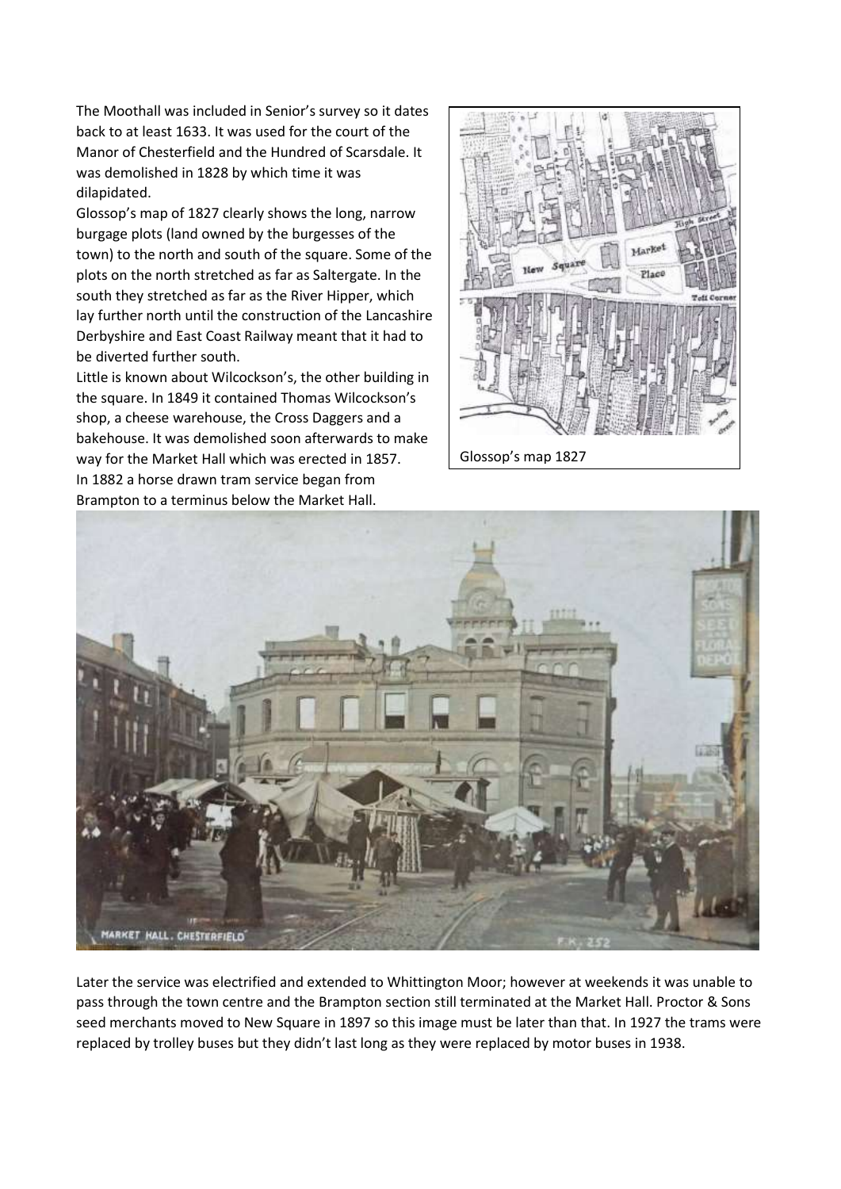The Moothall was included in Senior's survey so it dates back to at least 1633. It was used for the court of the Manor of Chesterfield and the Hundred of Scarsdale. It was demolished in 1828 by which time it was dilapidated.

Glossop's map of 1827 clearly shows the long, narrow burgage plots (land owned by the burgesses of the town) to the north and south of the square. Some of the plots on the north stretched as far as Saltergate. In the south they stretched as far as the River Hipper, which lay further north until the construction of the Lancashire Derbyshire and East Coast Railway meant that it had to be diverted further south.

Little is known about Wilcockson's, the other building in the square. In 1849 it contained Thomas Wilcockson's shop, a cheese warehouse, the Cross Daggers and a bakehouse. It was demolished soon afterwards to make way for the Market Hall which was erected in 1857.

In 1882 a horse drawn tram service began from Brampton to a terminus below the Market Hall.

Glossop's map 1827

Later the service was electrified and extended to Whittington Moor; however at weekends it was unable to pass through the town centre and the Brampton section still terminated at the Market Hall. Proctor & Sons seed merchants moved to New Square in 1897 so this image must be later than that. In 1927 the trams were replaced by trolley buses but they didn't last long as they were replaced by motor buses in 1938.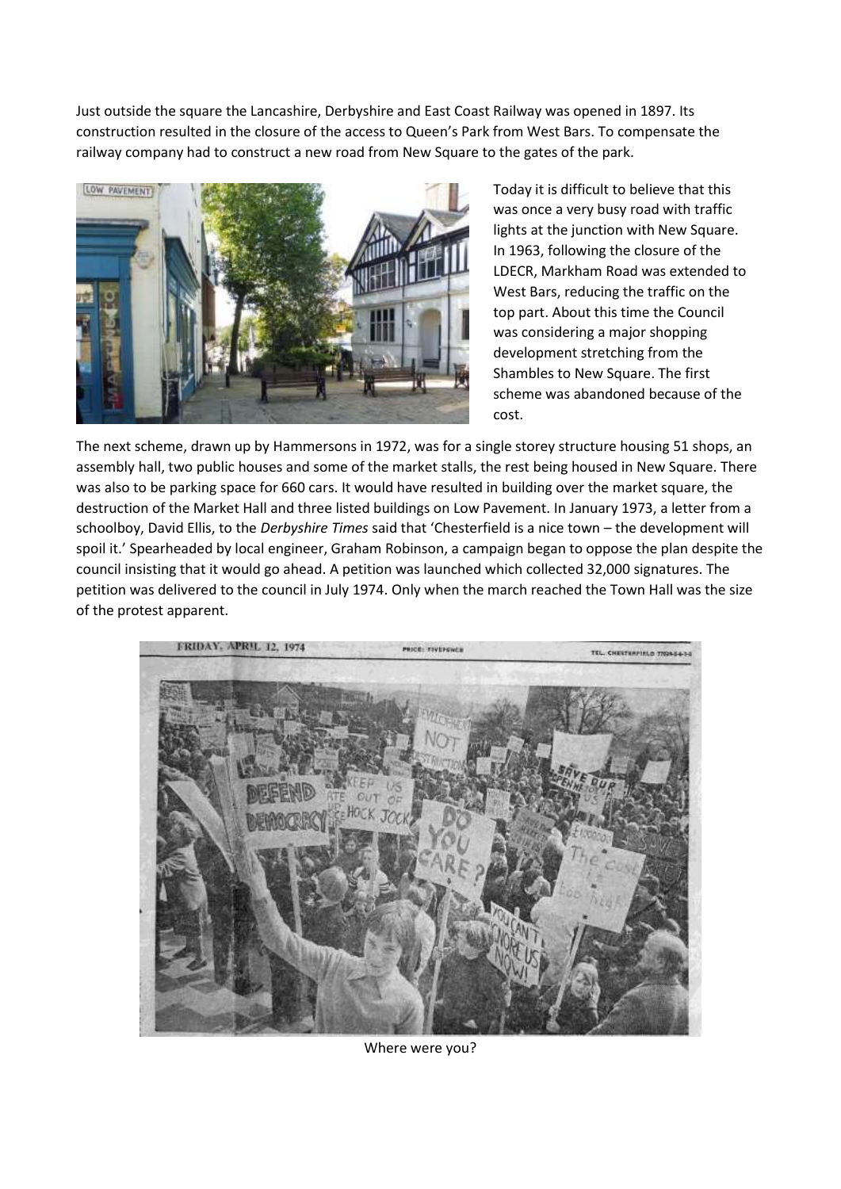Just outside the square the Lancashire, Derbyshire and East Coast Railway was opened in 1897. Its construction resulted in the closure of the access to Queen's Park from West Bars. To compensate the railway company had to construct a new road from New Square to the gates of the park.

Today it is difficult to believe that this was once a very busy road with traffic lights at the junction with New Square. In 1963, following the closure of the LDECR, Markham Road was extended to West Bars, reducing the traffic on the top part. About this time the Council was considering a major shopping development stretching from the Shambles to New Square. The first scheme was abandoned because of the cost.

The next scheme, drawn up by Hammersons in 1972, was for a single storey structure housing 51 shops, an assembly hall, two public houses and some of the market stalls, the rest being housed in New Square. There was also to be parking space for 660 cars. It would have resulted in building over the market square, the destruction of the Market Hall and three listed buildings on Low Pavement. In January 1973, a letter from a schoolboy, David Ellis, to the *Derbyshire Times* said that 'Chesterfield is a nice town – the development will spoil it.' Spearheaded by local engineer, Graham Robinson, a campaign began to oppose the plan despite the council insisting that it would go ahead. A petition was launched which collected 32,000 signatures. The petition was delivered to the council in July 1974. Only when the march reached the Town Hall was the size of the protest apparent.

Where were you?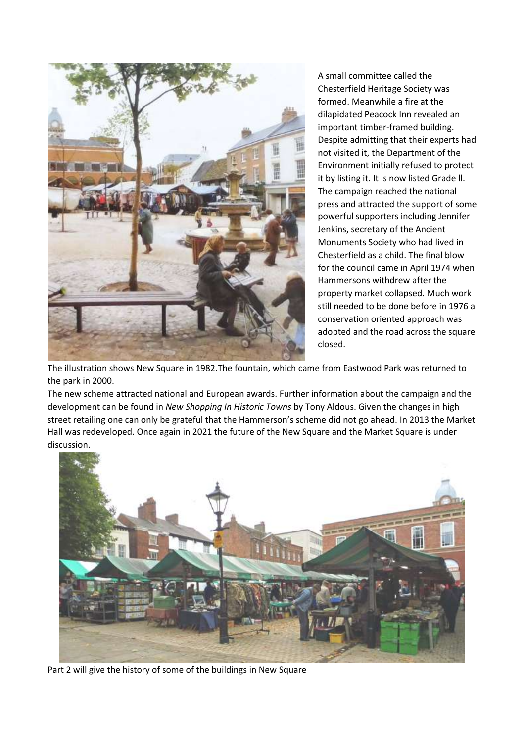A small committee called the Chesterfield Heritage Society was formed. Meanwhile a fire at the dilapidated Peacock Inn revealed an important timber-framed building. Despite admitting that their experts had not visited it, the Department of the Environment initially refused to protect it by listing it. It is now listed Grade ll. The campaign reached the national press and attracted the support of some powerful supporters including Jennifer Jenkins, secretary of the Ancient Monuments Society who had lived in Chesterfield as a child. The final blow for the council came in April 1974 when Hammersons withdrew after the property market collapsed. Much work still needed to be done before in 1976 a conservation oriented approach was adopted and the road across the square closed.

The illustration shows New Square in 1982.The fountain, which came from Eastwood Park was returned to the park in 2000.

The new scheme attracted national and European awards. Further information about the campaign and the development can be found in *New Shopping In Historic Towns* by Tony Aldous. Given the changes in high street retailing one can only be grateful that the Hammerson's scheme did not go ahead. In 2013 the Market Hall was redeveloped. Once again in 2021 the future of the New Square and the Market Square is under discussion.

Part 2 will give the history of some of the buildings in New Square